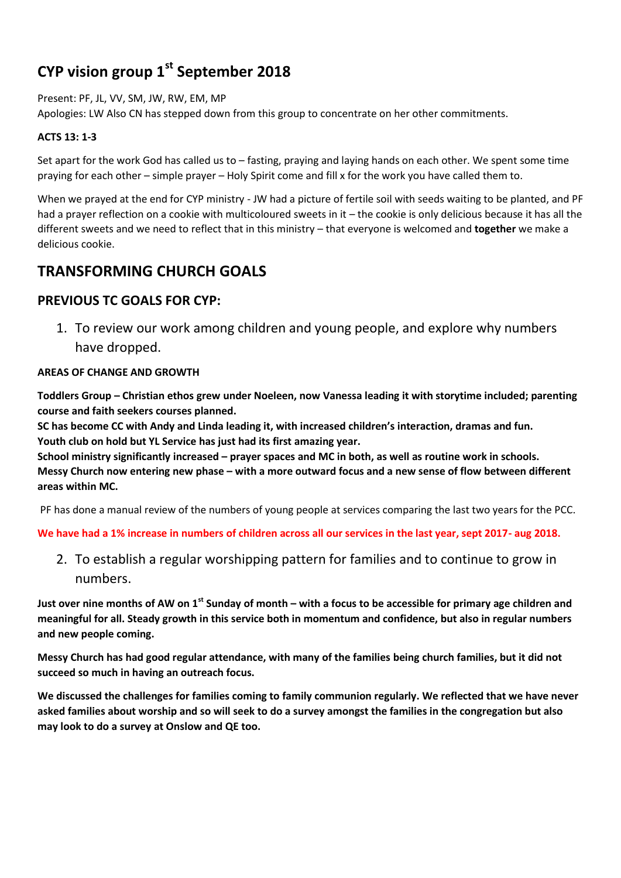# CYP vision group 1st September 2018

Present: PF, JL, VV, SM, JW, RW, EM, MP
Apologies: LW Also CN has stepped down from this group to concentrate on her other commitments.

**ACTS 13: 1-3**

Set apart for the work God has called us to – fasting, praying and laying hands on each other. We spent some time praying for each other – simple prayer – Holy Spirit come and fill x for the work you have called them to.

When we prayed at the end for CYP ministry - JW had a picture of fertile soil with seeds waiting to be planted, and PF had a prayer reflection on a cookie with multicoloured sweets in it – the cookie is only delicious because it has all the different sweets and we need to reflect that in this ministry – that everyone is welcomed and **together** we make a delicious cookie.

## TRANSFORMING CHURCH GOALS

### PREVIOUS TC GOALS FOR CYP:

1. To review our work among children and young people, and explore why numbers have dropped.

**AREAS OF CHANGE AND GROWTH**

**Toddlers Group – Christian ethos grew under Noeleen, now Vanessa leading it with storytime included; parenting course and faith seekers courses planned.**
**SC has become CC with Andy and Linda leading it, with increased children's interaction, dramas and fun.**
**Youth club on hold but YL Service has just had its first amazing year.**
**School ministry significantly increased – prayer spaces and MC in both, as well as routine work in schools.**
**Messy Church now entering new phase – with a more outward focus and a new sense of flow between different areas within MC.**

PF has done a manual review of the numbers of young people at services comparing the last two years for the PCC.

**We have had a 1% increase in numbers of children across all our services in the last year, sept 2017- aug 2018.**

2. To establish a regular worshipping pattern for families and to continue to grow in numbers.

**Just over nine months of AW on 1st Sunday of month – with a focus to be accessible for primary age children and meaningful for all. Steady growth in this service both in momentum and confidence, but also in regular numbers and new people coming.**

**Messy Church has had good regular attendance, with many of the families being church families, but it did not succeed so much in having an outreach focus.**

**We discussed the challenges for families coming to family communion regularly. We reflected that we have never asked families about worship and so will seek to do a survey amongst the families in the congregation but also may look to do a survey at Onslow and QE too.**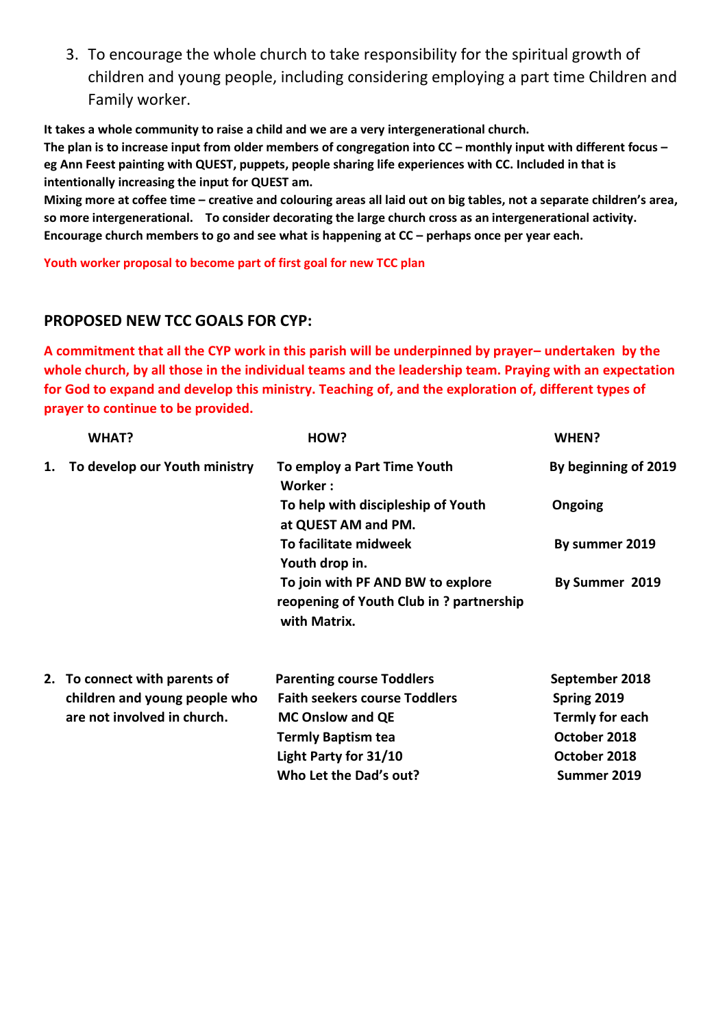3. To encourage the whole church to take responsibility for the spiritual growth of children and young people, including considering employing a part time Children and Family worker.

**It takes a whole community to raise a child and we are a very intergenerational church.**
**The plan is to increase input from older members of congregation into CC – monthly input with different focus – eg Ann Feest painting with QUEST, puppets, people sharing life experiences with CC. Included in that is intentionally increasing the input for QUEST am.**
**Mixing more at coffee time – creative and colouring areas all laid out on big tables, not a separate children's area, so more intergenerational. To consider decorating the large church cross as an intergenerational activity.**
**Encourage church members to go and see what is happening at CC – perhaps once per year each.**

**Youth worker proposal to become part of first goal for new TCC plan**

## PROPOSED NEW TCC GOALS FOR CYP:

**A commitment that all the CYP work in this parish will be underpinned by prayer– undertaken by the whole church, by all those in the individual teams and the leadership team. Praying with an expectation for God to expand and develop this ministry. Teaching of, and the exploration of, different types of prayer to continue to be provided.**

| WHAT? | HOW? | WHEN? |
|---|---|---|
| **1. To develop our Youth ministry** | **To employ a Part Time Youth Worker :** | **By beginning of 2019** |
| | **To help with discipleship of Youth at QUEST AM and PM.** | **Ongoing** |
| | **To facilitate midweek Youth drop in.** | **By summer 2019** |
| | **To join with PF AND BW to explore reopening of Youth Club in ? partnership with Matrix.** | **By Summer 2019** |
| **2. To connect with parents of children and young people who are not involved in church.** | **Parenting course Toddlers** | **September 2018** |
| | **Faith seekers course Toddlers** | **Spring 2019** |
| | **MC Onslow and QE** | **Termly for each** |
| | **Termly Baptism tea** | **October 2018** |
| | **Light Party for 31/10** | **October 2018** |
| | **Who Let the Dad's out?** | **Summer 2019** |